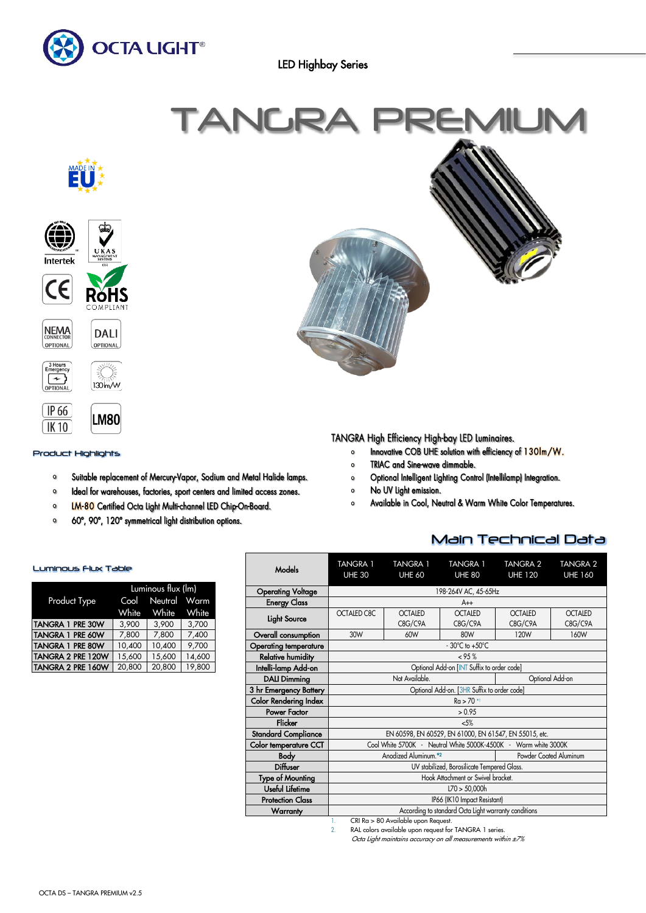OCTA LIGHT®

LED Highbay Series

# TANGRA PREMIUM

MADE IN EU

Intertek

UKAS MANAGEMENT SYSTEMS

CE

RoHS COMPLIANT

NEMA CONNECTOR OPTIONAL

DALI OPTIONAL

3 Hours Emergency OPTIONAL

130lm/W

IP 66

IK 10

LM80

TANGRA High Efficiency High-bay LED Luminaires.

- Innovative COB UHE solution with efficiency of 130lm/W.
- TRIAC and Sine-wave dimmable.
- Optional Intelligent Lighting Control (Intellilamp) Integration.
- No UV light emission.
- Available in Cool, Neutral & Warm White Color Temperatures.

## Product Highlights

- Suitable replacement of Mercury-Vapor, Sodium and Metal Halide lamps.
- Ideal for warehouses, factories, sport centers and limited access zones.
- LM-80 Certified Octa Light Multi-channel LED Chip-On-Board.
- 60°, 90°, 120° symmetrical light distribution options.

## Luminous Flux Table

| Product Type | Luminous flux (lm) | | |
|---|---|---|---|
| | Cool White | Neutral White | Warm White |
| TANGRA 1 PRE 30W | 3,900 | 3,900 | 3,700 |
| TANGRA 1 PRE 60W | 7,800 | 7,800 | 7,400 |
| TANGRA 1 PRE 80W | 10,400 | 10,400 | 9,700 |
| TANGRA 2 PRE 120W | 15,600 | 15,600 | 14,600 |
| TANGRA 2 PRE 160W | 20,800 | 20,800 | 19,800 |

## Main Technical Data

| Models | TANGRA 1 UHE 30 | TANGRA 1 UHE 60 | TANGRA 1 UHE 80 | TANGRA 2 UHE 120 | TANGRA 2 UHE 160 |
|---|---|---|---|---|---|
| Operating Voltage | 198-264V AC, 45-65Hz | | | | |
| Energy Class | A++ | | | | |
| Light Source | OCTALED C8C | OCTALED C8G/C9A | OCTALED C8G/C9A | OCTALED C8G/C9A | OCTALED C8G/C9A |
| Overall consumption | 30W | 60W | 80W | 120W | 160W |
| Operating temperature | - 30°C to +50°C | | | | |
| Relative humidity | < 95 % | | | | |
| Intelli-lamp Add-on | Optional Add-on [INT Suffix to order code] | | | | |
| DALI Dimming | Not Available. | | | Optional Add-on | |
| 3 hr Emergency Battery | Optional Add-on. [3HR Suffix to order code] | | | | |
| Color Rendering Index | Ra > 70 *1 | | | | |
| Power Factor | > 0.95 | | | | |
| Flicker | <5% | | | | |
| Standard Compliance | EN 60598, EN 60529, EN 61000, EN 61547, EN 55015, etc. | | | | |
| Color temperature CCT | Cool White 5700K - Neutral White 5000K-4500K - Warm white 3000K | | | | |
| Body | Anodized Aluminum.*2 | | | Powder Coated Aluminum | |
| Diffuser | UV stabilized, Borosilicate Tempered Glass. | | | | |
| Type of Mounting | Hook Attachment or Swivel bracket. | | | | |
| Useful Lifetime | L70 > 50,000h | | | | |
| Protection Class | IP66 (IK10 Impact Resistant) | | | | |
| Warranty | According to standard Octa Light warranty conditions | | | | |

1. CRI Ra > 80 Available upon Request.
2. RAL colors available upon request for TANGRA 1 series.

*Octa Light maintains accuracy on all measurements within ±7%*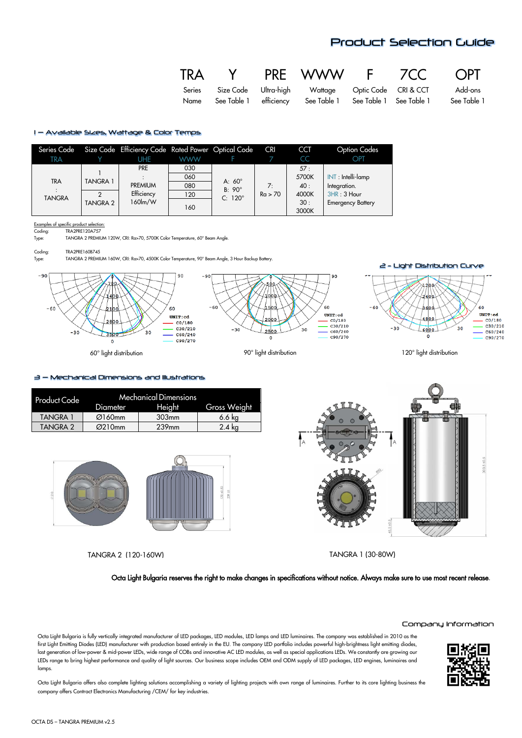# Product Selection Guide

| TRA | Y | PRE | WWW | F | 7CC | OPT |
|---|---|---|---|---|---|---|
| Series Name | Size Code See Table 1 | Ultra-high efficiency | Wattage See Table 1 | Optic Code See Table 1 | CRI & CCT See Table 1 | Add-ons See Table 1 |

## 1 – Available Sizes, Wattage & Color Temps

| Series Code TRA | Size Code Y | Efficiency Code UHE | Rated Power WWW | Optical Code F | CRI 7 | CCT CC | Option Codes OPT |
|---|---|---|---|---|---|---|---|
| TRA : TANGRA | 1 TANGRA 1 | PRE : PREMIUM Efficiency 160lm/W | 030 | A: 60° B: 90° C: 120° | 7: Ra > 70 | 57 : 5700K | INT : Intelli-lamp Integration. |
| | | | 060 | | | 40 : 4000K | 3HR : 3 Hour Emergency Battery |
| | | | 080 | | | 30 : 3000K | |
| | 2 TANGRA 2 | | 120 | | | | |
| | | | 160 | | | | |

Examples of specific product selection:

Coding: TRA2PRE120A757
Type: TANGRA 2 PREMIUM 120W, CRI: Ra>70, 5700K Color Temperature, 60° Beam Angle.

Coding: TRA2PRE160B745
Type: TANGRA 2 PREMIUM 160W, CRI: Ra>70, 4500K Color Temperature, 90° Beam Angle, 3 Hour Backup Battery.

## 2 - Light Distribution Curve

-90 90 -60 60 -30 30 0
700 1400 2100 2800 3500
UNIT:cd
C0/180
C30/210
C60/240
C90/270

60° light distribution

-90 90 -60 60 -30 30 0
500 1000 1500 2000 2500
UNIT:cd
C0/180
C30/210
C60/240
C90/270

90° light distribution

-60 60 -30 30 0
1200 2400 3600 4800 6000
UNIT:cd
C0/180
C30/210
C60/240
C90/270

120° light distribution

## 3 – Mechanical Dimensions and Illustrations

| Product Code | Mechanical Dimensions | | |
|---|---|---|---|
| | Diameter | Height | Gross Weight |
| TANGRA 1 | Ø160mm | 303mm | 6.6 kg |
| TANGRA 2 | Ø210mm | 239mm | 2.4 kg |

TANGRA 2 (120-160W)

TANGRA 1 (30-80W)

**Octa Light Bulgaria reserves the right to make changes in specifications without notice. Always make sure to use most recent release.**

## Company Information

Octa Light Bulgaria is fully vertically integrated manufacturer of LED packages, LED modules, LED lamps and LED luminaires. The company was established in 2010 as the first Light Emitting Diodes (LED) manufacturer with production based entirely in the EU. The company LED portfolio includes powerful high-brightness light emitting diodes, last generation of low-power & mid-power LEDs, wide range of COBs and innovative AC LED modules, as well as special applications LEDs. We constantly are growing our LEDs range to bring highest performance and quality of light sources. Our business scope includes OEM and ODM supply of LED packages, LED engines, luminaires and lamps.

Octa Light Bulgaria offers also complete lighting solutions accomplishing a variety of lighting projects with own range of luminaires. Further to its core lighting business the company offers Contract Electronics Manufacturing /CEM/ for key industries.